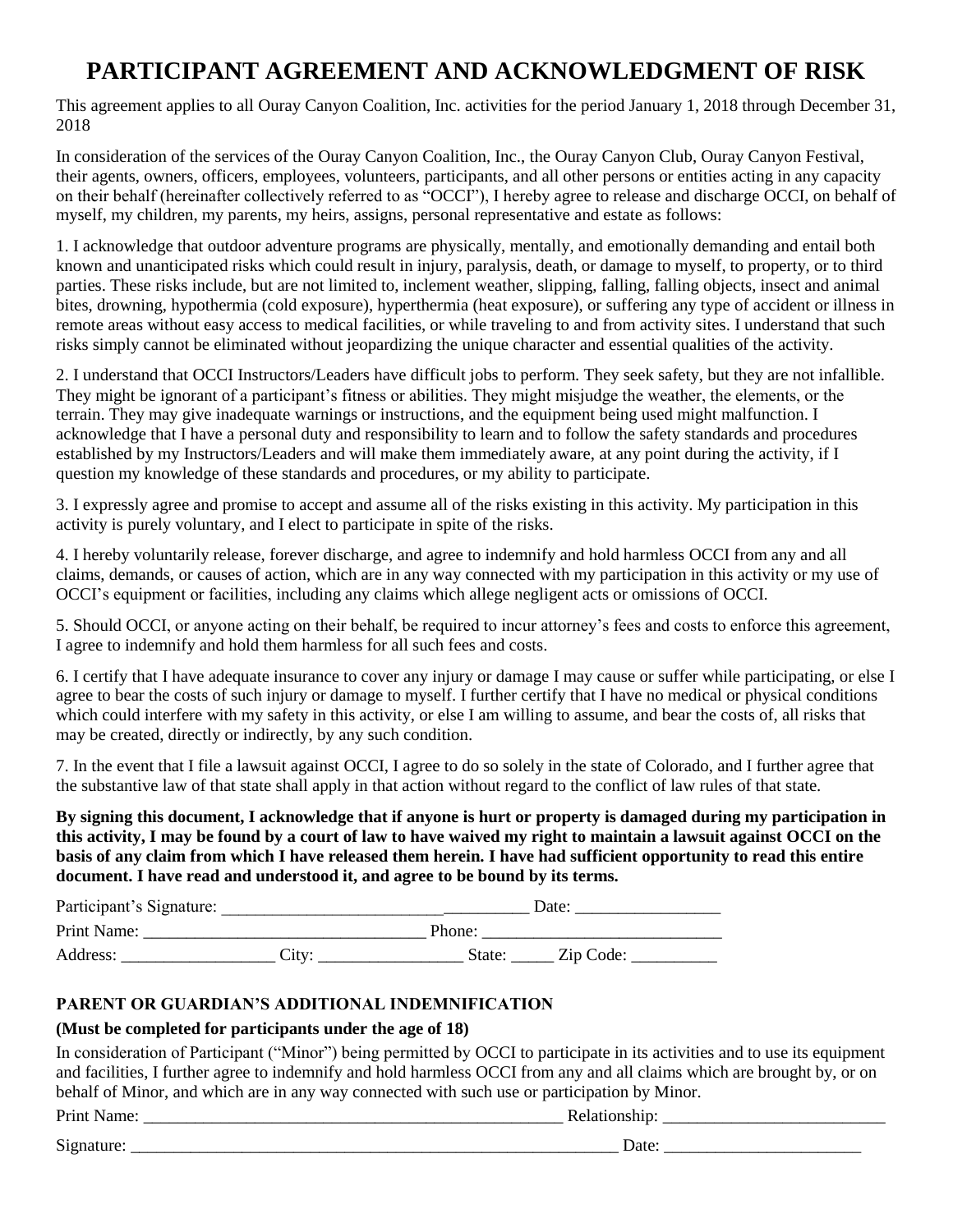# PARTICIPANT AGREEMENT AND ACKNOWLEDGMENT OF RISK

This agreement applies to all Ouray Canyon Coalition, Inc. activities for the period January 1, 2018 through December 31, 2018

In consideration of the services of the Ouray Canyon Coalition, Inc., the Ouray Canyon Club, Ouray Canyon Festival, their agents, owners, officers, employees, volunteers, participants, and all other persons or entities acting in any capacity on their behalf (hereinafter collectively referred to as "OCCI"), I hereby agree to release and discharge OCCI, on behalf of myself, my children, my parents, my heirs, assigns, personal representative and estate as follows:

1. I acknowledge that outdoor adventure programs are physically, mentally, and emotionally demanding and entail both known and unanticipated risks which could result in injury, paralysis, death, or damage to myself, to property, or to third parties. These risks include, but are not limited to, inclement weather, slipping, falling, falling objects, insect and animal bites, drowning, hypothermia (cold exposure), hyperthermia (heat exposure), or suffering any type of accident or illness in remote areas without easy access to medical facilities, or while traveling to and from activity sites. I understand that such risks simply cannot be eliminated without jeopardizing the unique character and essential qualities of the activity.

2. I understand that OCCI Instructors/Leaders have difficult jobs to perform. They seek safety, but they are not infallible. They might be ignorant of a participant's fitness or abilities. They might misjudge the weather, the elements, or the terrain. They may give inadequate warnings or instructions, and the equipment being used might malfunction. I acknowledge that I have a personal duty and responsibility to learn and to follow the safety standards and procedures established by my Instructors/Leaders and will make them immediately aware, at any point during the activity, if I question my knowledge of these standards and procedures, or my ability to participate.

3. I expressly agree and promise to accept and assume all of the risks existing in this activity. My participation in this activity is purely voluntary, and I elect to participate in spite of the risks.

4. I hereby voluntarily release, forever discharge, and agree to indemnify and hold harmless OCCI from any and all claims, demands, or causes of action, which are in any way connected with my participation in this activity or my use of OCCI's equipment or facilities, including any claims which allege negligent acts or omissions of OCCI.

5. Should OCCI, or anyone acting on their behalf, be required to incur attorney's fees and costs to enforce this agreement, I agree to indemnify and hold them harmless for all such fees and costs.

6. I certify that I have adequate insurance to cover any injury or damage I may cause or suffer while participating, or else I agree to bear the costs of such injury or damage to myself. I further certify that I have no medical or physical conditions which could interfere with my safety in this activity, or else I am willing to assume, and bear the costs of, all risks that may be created, directly or indirectly, by any such condition.

7. In the event that I file a lawsuit against OCCI, I agree to do so solely in the state of Colorado, and I further agree that the substantive law of that state shall apply in that action without regard to the conflict of law rules of that state.

**By signing this document, I acknowledge that if anyone is hurt or property is damaged during my participation in this activity, I may be found by a court of law to have waived my right to maintain a lawsuit against OCCI on the basis of any claim from which I have released them herein. I have had sufficient opportunity to read this entire document. I have read and understood it, and agree to be bound by its terms.**

Participant's Signature: ____________________________________ Date: _________________

Print Name: _________________________________ Phone: ____________________________

Address: __________________ City: _________________ State: _____ Zip Code: __________

### PARENT OR GUARDIAN'S ADDITIONAL INDEMNIFICATION

**(Must be completed for participants under the age of 18)**

In consideration of Participant ("Minor") being permitted by OCCI to participate in its activities and to use its equipment and facilities, I further agree to indemnify and hold harmless OCCI from any and all claims which are brought by, or on behalf of Minor, and which are in any way connected with such use or participation by Minor.

Print Name: ___________________________________________________ Relationship: __________________________

Signature: ____________________________________________________________ Date: _______________________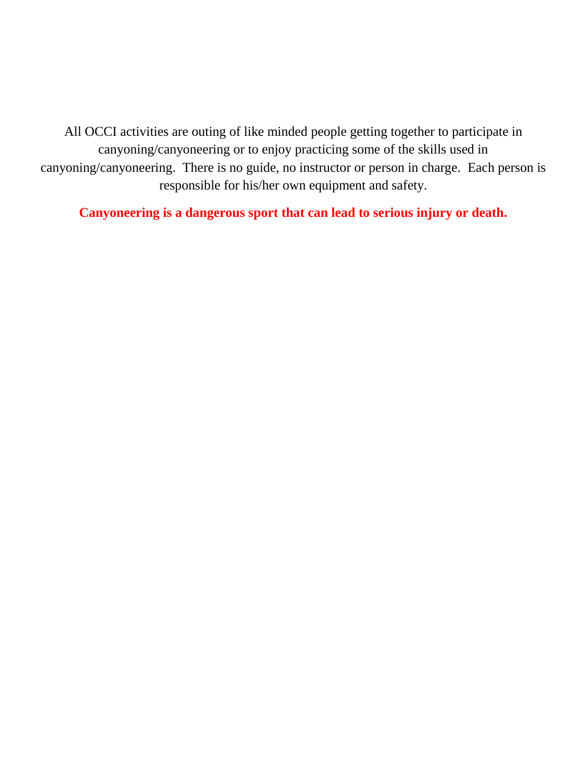All OCCI activities are outing of like minded people getting together to participate in canyoning/canyoneering or to enjoy practicing some of the skills used in canyoning/canyoneering. There is no guide, no instructor or person in charge. Each person is responsible for his/her own equipment and safety.

**Canyoneering is a dangerous sport that can lead to serious injury or death.**